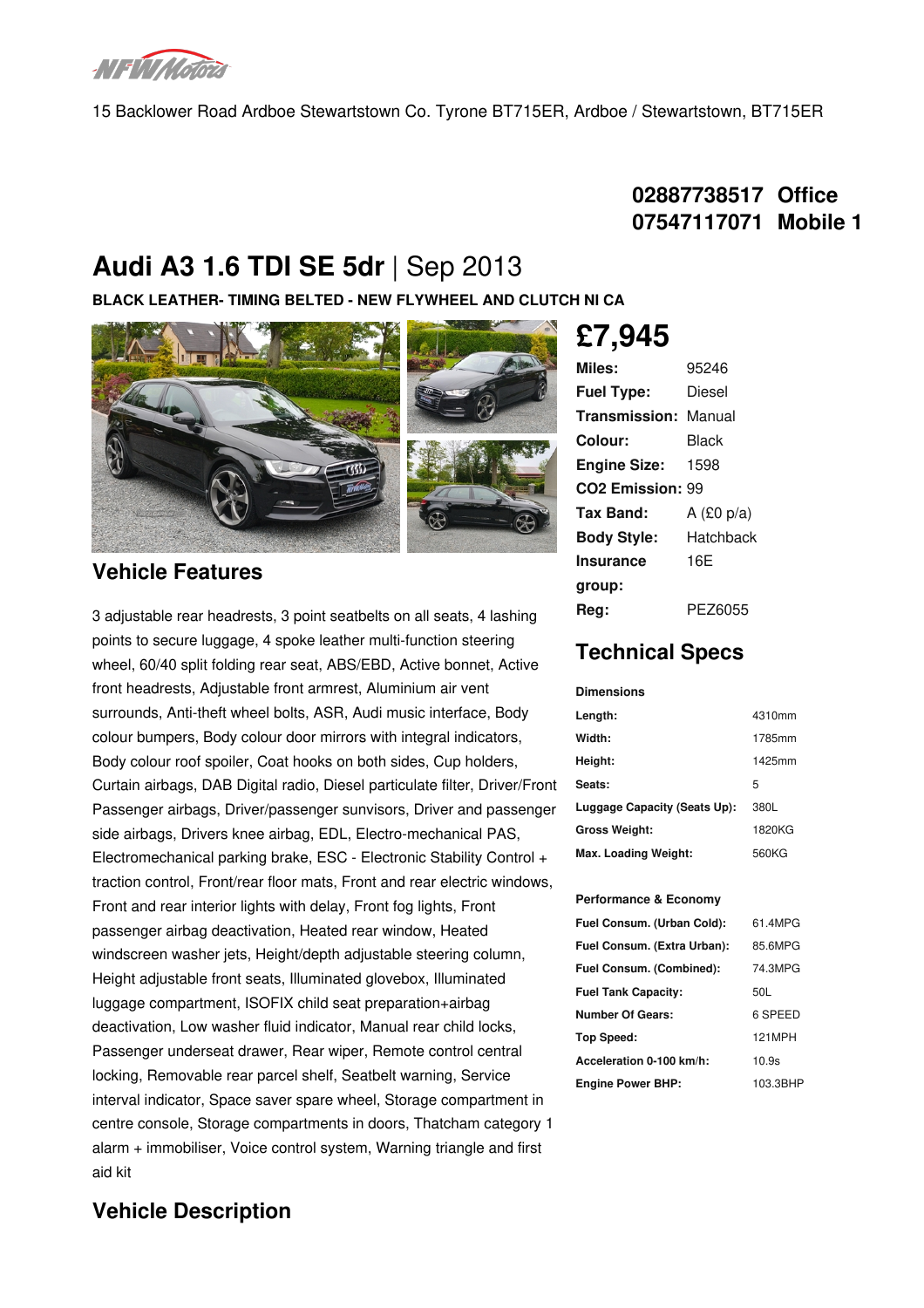15 Backlower Road Ardboe Stewartstown Co. Tyrone BT715ER, Ardboe / Stewartstown, BT715ER

**02887738517 Office**
**07547117071 Mobile 1**

# Audi A3 1.6 TDI SE 5dr | Sep 2013

**BLACK LEATHER- TIMING BELTED - NEW FLYWHEEL AND CLUTCH NI CA**

## £7,945

| | |
|---|---|
| **Miles:** | 95246 |
| **Fuel Type:** | Diesel |
| **Transmission:** | Manual |
| **Colour:** | Black |
| **Engine Size:** | 1598 |
| **CO2 Emission:** | 99 |
| **Tax Band:** | A (£0 p/a) |
| **Body Style:** | Hatchback |
| **Insurance group:** | 16E |
| **Reg:** | PEZ6055 |

## Vehicle Features

3 adjustable rear headrests, 3 point seatbelts on all seats, 4 lashing points to secure luggage, 4 spoke leather multi-function steering wheel, 60/40 split folding rear seat, ABS/EBD, Active bonnet, Active front headrests, Adjustable front armrest, Aluminium air vent surrounds, Anti-theft wheel bolts, ASR, Audi music interface, Body colour bumpers, Body colour door mirrors with integral indicators, Body colour roof spoiler, Coat hooks on both sides, Cup holders, Curtain airbags, DAB Digital radio, Diesel particulate filter, Driver/Front Passenger airbags, Driver/passenger sunvisors, Driver and passenger side airbags, Drivers knee airbag, EDL, Electro-mechanical PAS, Electromechanical parking brake, ESC - Electronic Stability Control + traction control, Front/rear floor mats, Front and rear electric windows, Front and rear interior lights with delay, Front fog lights, Front passenger airbag deactivation, Heated rear window, Heated windscreen washer jets, Height/depth adjustable steering column, Height adjustable front seats, Illuminated glovebox, Illuminated luggage compartment, ISOFIX child seat preparation+airbag deactivation, Low washer fluid indicator, Manual rear child locks, Passenger underseat drawer, Rear wiper, Remote control central locking, Removable rear parcel shelf, Seatbelt warning, Service interval indicator, Space saver spare wheel, Storage compartment in centre console, Storage compartments in doors, Thatcham category 1 alarm + immobiliser, Voice control system, Warning triangle and first aid kit

## Technical Specs

**Dimensions**

| | |
|---|---|
| **Length:** | 4310mm |
| **Width:** | 1785mm |
| **Height:** | 1425mm |
| **Seats:** | 5 |
| **Luggage Capacity (Seats Up):** | 380L |
| **Gross Weight:** | 1820KG |
| **Max. Loading Weight:** | 560KG |

**Performance & Economy**

| | |
|---|---|
| **Fuel Consum. (Urban Cold):** | 61.4MPG |
| **Fuel Consum. (Extra Urban):** | 85.6MPG |
| **Fuel Consum. (Combined):** | 74.3MPG |
| **Fuel Tank Capacity:** | 50L |
| **Number Of Gears:** | 6 SPEED |
| **Top Speed:** | 121MPH |
| **Acceleration 0-100 km/h:** | 10.9s |
| **Engine Power BHP:** | 103.3BHP |

## Vehicle Description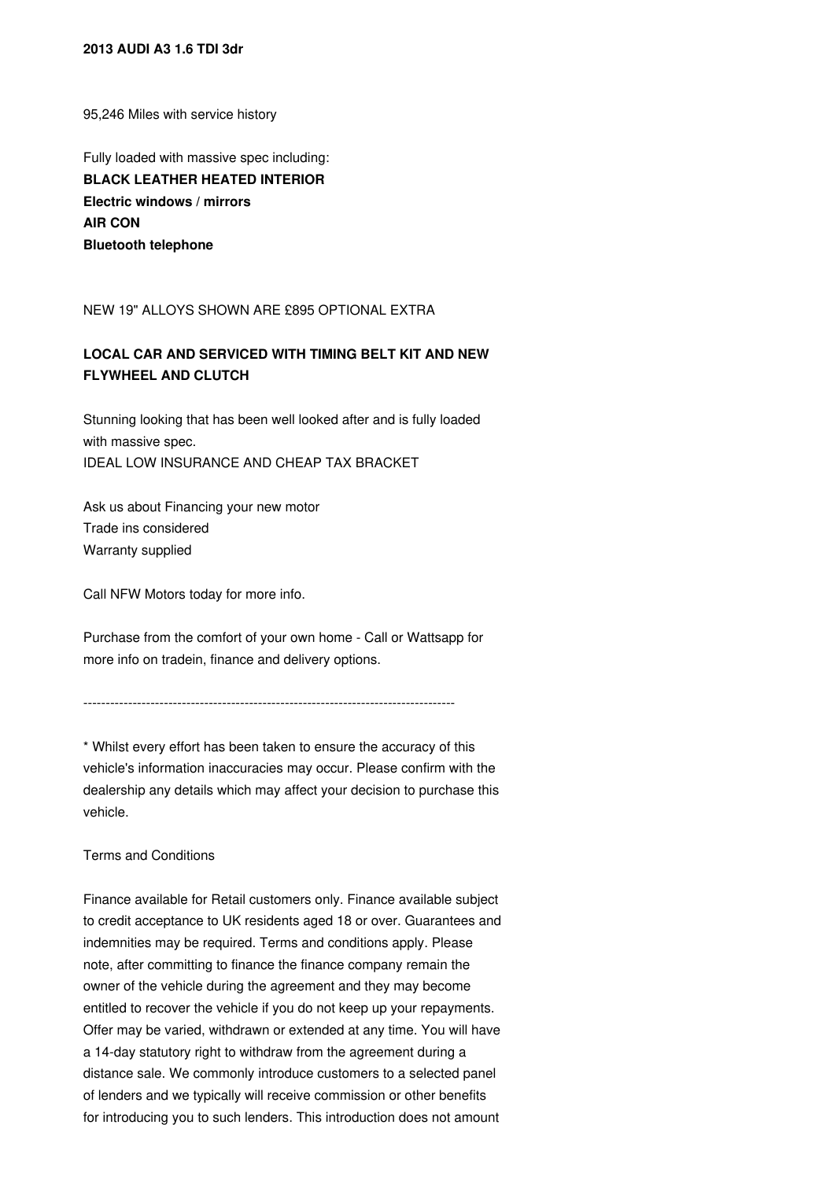**2013 AUDI A3 1.6 TDI 3dr**

95,246 Miles with service history

Fully loaded with massive spec including:
**BLACK LEATHER HEATED INTERIOR**
**Electric windows / mirrors**
**AIR CON**
**Bluetooth telephone**

NEW 19" ALLOYS SHOWN ARE £895 OPTIONAL EXTRA

**LOCAL CAR AND SERVICED WITH TIMING BELT KIT AND NEW FLYWHEEL AND CLUTCH**

Stunning looking that has been well looked after and is fully loaded with massive spec.
IDEAL LOW INSURANCE AND CHEAP TAX BRACKET

Ask us about Financing your new motor
Trade ins considered
Warranty supplied

Call NFW Motors today for more info.

Purchase from the comfort of your own home - Call or Wattsapp for more info on tradein, finance and delivery options.

------------------------------------------------------------------------------------

* Whilst every effort has been taken to ensure the accuracy of this vehicle's information inaccuracies may occur. Please confirm with the dealership any details which may affect your decision to purchase this vehicle.

Terms and Conditions

Finance available for Retail customers only. Finance available subject to credit acceptance to UK residents aged 18 or over. Guarantees and indemnities may be required. Terms and conditions apply. Please note, after committing to finance the finance company remain the owner of the vehicle during the agreement and they may become entitled to recover the vehicle if you do not keep up your repayments. Offer may be varied, withdrawn or extended at any time. You will have a 14-day statutory right to withdraw from the agreement during a distance sale. We commonly introduce customers to a selected panel of lenders and we typically will receive commission or other benefits for introducing you to such lenders. This introduction does not amount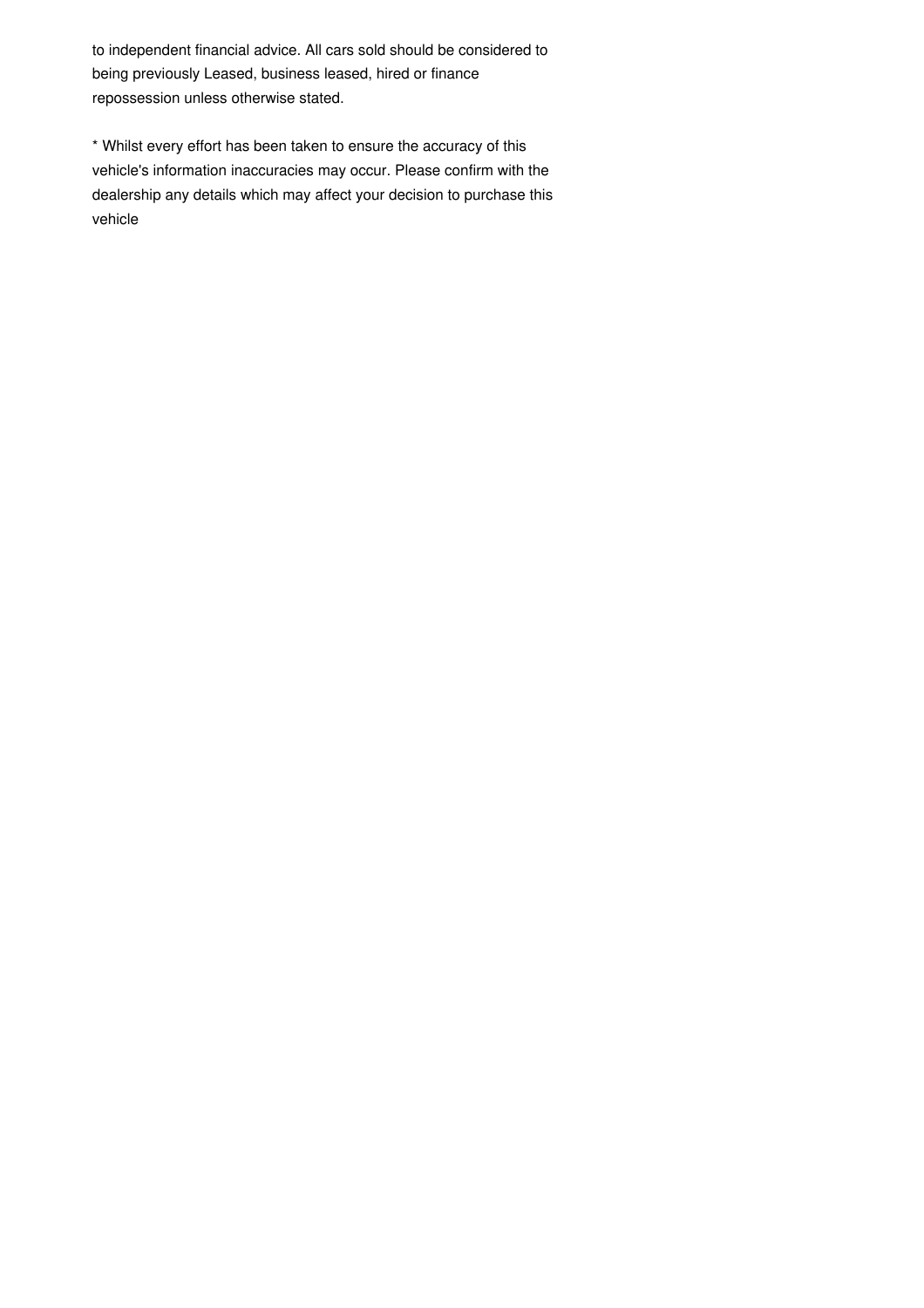to independent financial advice. All cars sold should be considered to being previously Leased, business leased, hired or finance repossession unless otherwise stated.

* Whilst every effort has been taken to ensure the accuracy of this vehicle's information inaccuracies may occur. Please confirm with the dealership any details which may affect your decision to purchase this vehicle